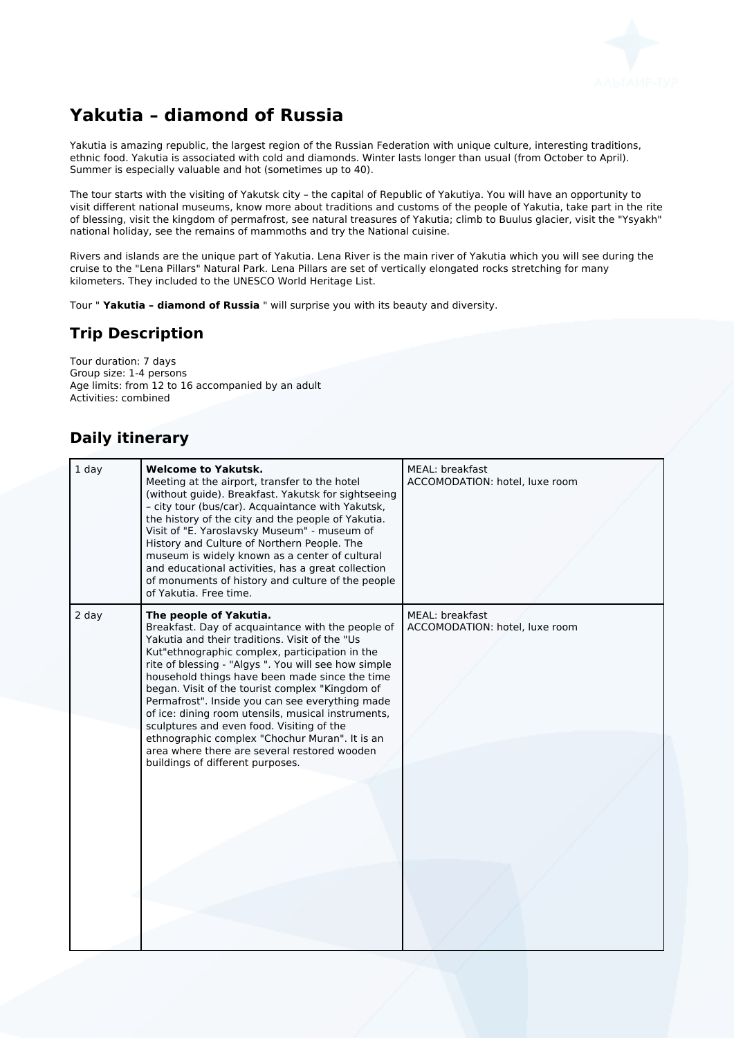# Yakutia – diamond of Russia

Yakutia is amazing republic, the largest region of the Russian Federation with unique culture, interesting traditions, ethnic food. Yakutia is associated with cold and diamonds. Winter lasts longer than usual (from October to April). Summer is especially valuable and hot (sometimes up to 40).

The tour starts with the visiting of Yakutsk city – the capital of Republic of Yakutiya. You will have an opportunity to visit different national museums, know more about traditions and customs of the people of Yakutia, take part in the rite of blessing, visit the kingdom of permafrost, see natural treasures of Yakutia; climb to Buulus glacier, visit the "Ysyakh" national holiday, see the remains of mammoths and try the National cuisine.

Rivers and islands are the unique part of Yakutia. Lena River is the main river of Yakutia which you will see during the cruise to the "Lena Pillars" Natural Park. Lena Pillars are set of vertically elongated rocks stretching for many kilometers. They included to the UNESCO World Heritage List.

Tour " **Yakutia – diamond of Russia** " will surprise you with its beauty and diversity.

## Trip Description

Tour duration: 7 days
Group size: 1-4 persons
Age limits: from 12 to 16 accompanied by an adult
Activities: combined

## Daily itinerary

| | | |
|---|---|---|
| 1 day | **Welcome to Yakutsk.** Meeting at the airport, transfer to the hotel (without guide). Breakfast. Yakutsk for sightseeing – city tour (bus/car). Acquaintance with Yakutsk, the history of the city and the people of Yakutia. Visit of "E. Yaroslavsky Museum" - museum of History and Culture of Northern People. The museum is widely known as a center of cultural and educational activities, has a great collection of monuments of history and culture of the people of Yakutia. Free time. | MEAL: breakfast<br>ACCOMODATION: hotel, luxe room |
| 2 day | **The people of Yakutia.** Breakfast. Day of acquaintance with the people of Yakutia and their traditions. Visit of the "Us Kut"ethnographic complex, participation in the rite of blessing - "Algys ". You will see how simple household things have been made since the time began. Visit of the tourist complex "Kingdom of Permafrost". Inside you can see everything made of ice: dining room utensils, musical instruments, sculptures and even food. Visiting of the ethnographic complex "Chochur Muran". It is an area where there are several restored wooden buildings of different purposes. | MEAL: breakfast<br>ACCOMODATION: hotel, luxe room |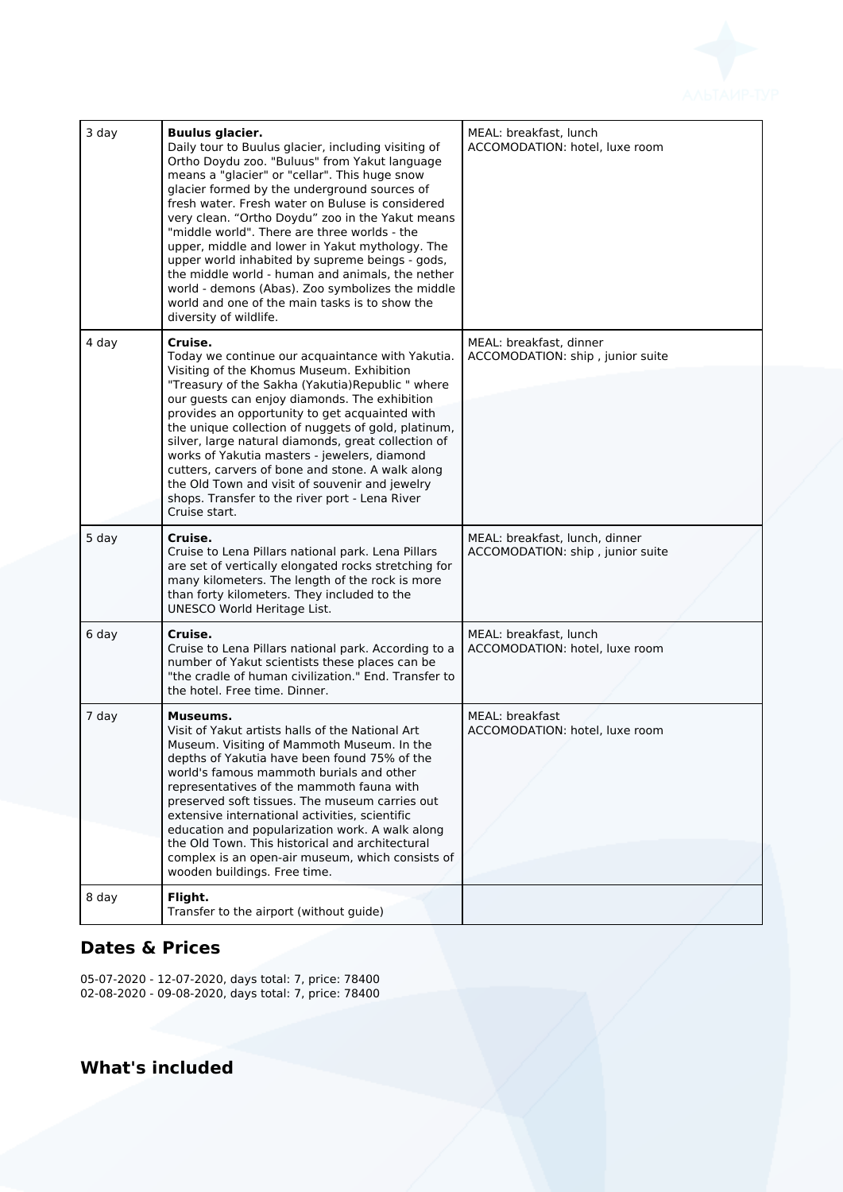| 3 day | **Buulus glacier.** Daily tour to Buulus glacier, including visiting of Ortho Doydu zoo. "Buluus" from Yakut language means a "glacier" or "cellar". This huge snow glacier formed by the underground sources of fresh water. Fresh water on Buluse is considered very clean. “Ortho Doydu” zoo in the Yakut means "middle world". There are three worlds - the upper, middle and lower in Yakut mythology. The upper world inhabited by supreme beings - gods, the middle world - human and animals, the nether world - demons (Abas). Zoo symbolizes the middle world and one of the main tasks is to show the diversity of wildlife. | MEAL: breakfast, lunch<br>ACCOMODATION: hotel, luxe room |
|---|---|---|
| 4 day | **Cruise.** Today we continue our acquaintance with Yakutia. Visiting of the Khomus Museum. Exhibition "Treasury of the Sakha (Yakutia)Republic " where our guests can enjoy diamonds. The exhibition provides an opportunity to get acquainted with the unique collection of nuggets of gold, platinum, silver, large natural diamonds, great collection of works of Yakutia masters - jewelers, diamond cutters, carvers of bone and stone. A walk along the Old Town and visit of souvenir and jewelry shops. Transfer to the river port - Lena River Cruise start. | MEAL: breakfast, dinner<br>ACCOMODATION: ship , junior suite |
| 5 day | **Cruise.** Cruise to Lena Pillars national park. Lena Pillars are set of vertically elongated rocks stretching for many kilometers. The length of the rock is more than forty kilometers. They included to the UNESCO World Heritage List. | MEAL: breakfast, lunch, dinner<br>ACCOMODATION: ship , junior suite |
| 6 day | **Cruise.** Cruise to Lena Pillars national park. According to a number of Yakut scientists these places can be "the cradle of human civilization." End. Transfer to the hotel. Free time. Dinner. | MEAL: breakfast, lunch<br>ACCOMODATION: hotel, luxe room |
| 7 day | **Museums.** Visit of Yakut artists halls of the National Art Museum. Visiting of Mammoth Museum. In the depths of Yakutia have been found 75% of the world's famous mammoth burials and other representatives of the mammoth fauna with preserved soft tissues. The museum carries out extensive international activities, scientific education and popularization work. A walk along the Old Town. This historical and architectural complex is an open-air museum, which consists of wooden buildings. Free time. | MEAL: breakfast<br>ACCOMODATION: hotel, luxe room |
| 8 day | **Flight.** Transfer to the airport (without guide) | |

## Dates & Prices

05-07-2020 - 12-07-2020, days total: 7, price: 78400
02-08-2020 - 09-08-2020, days total: 7, price: 78400

## What's included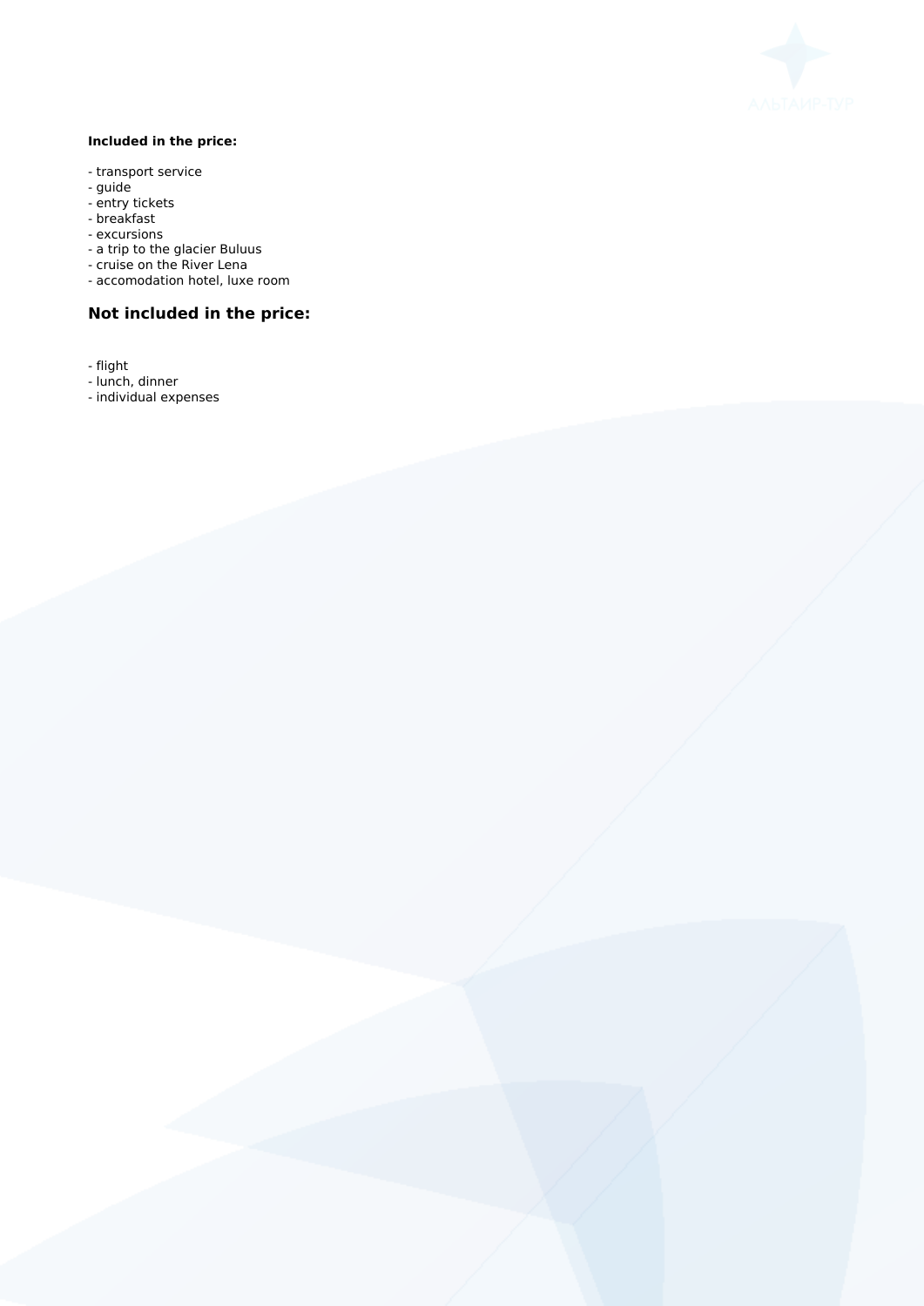**Included in the price:**

- transport service
- guide
- entry tickets
- breakfast
- excursions
- a trip to the glacier Buluus
- cruise on the River Lena
- accomodation hotel, luxe room

## Not included in the price:

- flight
- lunch, dinner
- individual expenses